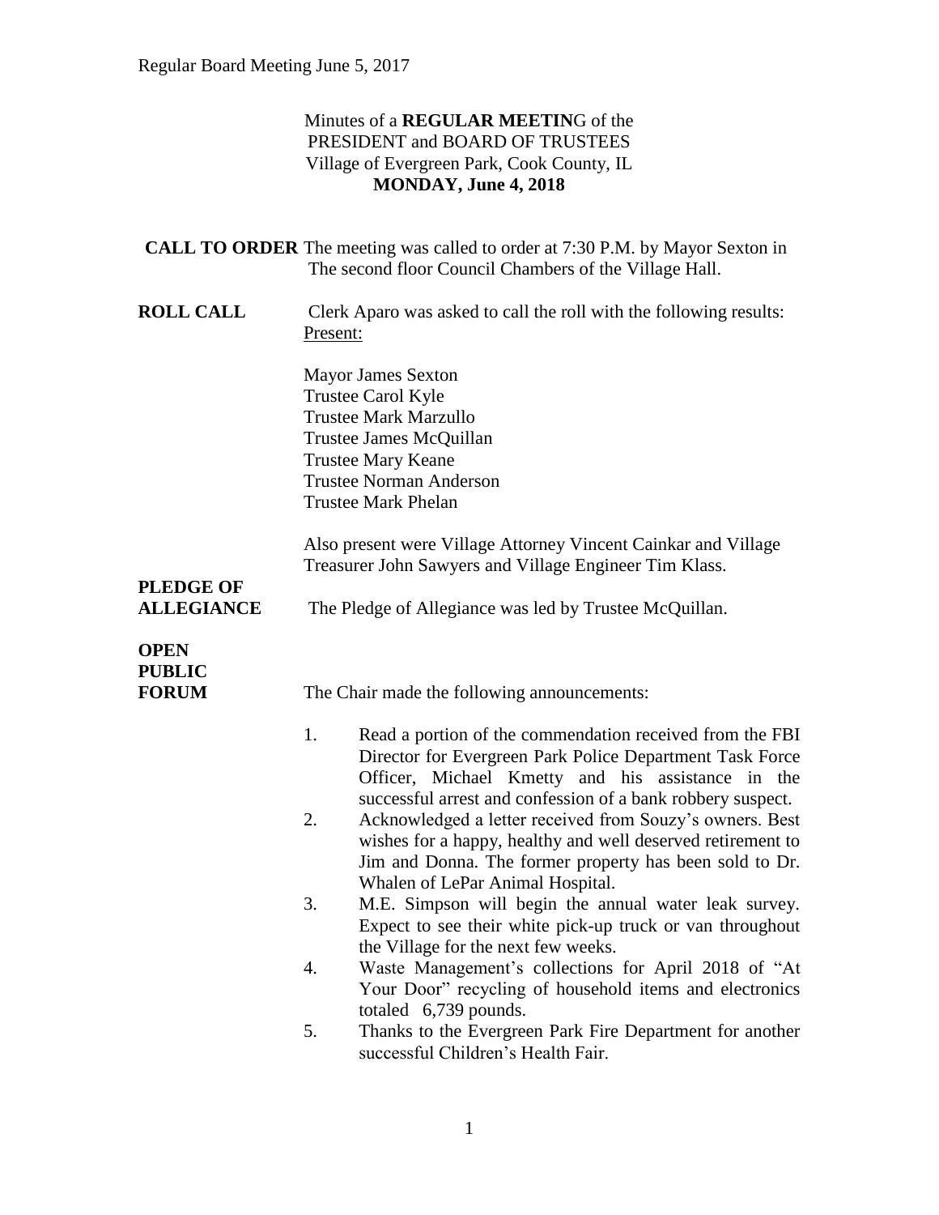Minutes of a **REGULAR MEETIN**G of the
PRESIDENT and BOARD OF TRUSTEES
Village of Evergreen Park, Cook County, IL
**MONDAY, June 4, 2018**

**CALL TO ORDER** The meeting was called to order at 7:30 P.M. by Mayor Sexton in The second floor Council Chambers of the Village Hall.

**ROLL CALL** Clerk Aparo was asked to call the roll with the following results:
Present:

Mayor James Sexton
Trustee Carol Kyle
Trustee Mark Marzullo
Trustee James McQuillan
Trustee Mary Keane
Trustee Norman Anderson
Trustee Mark Phelan

Also present were Village Attorney Vincent Cainkar and Village Treasurer John Sawyers and Village Engineer Tim Klass.

**PLEDGE OF ALLEGIANCE** The Pledge of Allegiance was led by Trustee McQuillan.

**OPEN PUBLIC FORUM** The Chair made the following announcements:

1. Read a portion of the commendation received from the FBI Director for Evergreen Park Police Department Task Force Officer, Michael Kmetty and his assistance in the successful arrest and confession of a bank robbery suspect.
2. Acknowledged a letter received from Souzy's owners. Best wishes for a happy, healthy and well deserved retirement to Jim and Donna. The former property has been sold to Dr. Whalen of LePar Animal Hospital.
3. M.E. Simpson will begin the annual water leak survey. Expect to see their white pick-up truck or van throughout the Village for the next few weeks.
4. Waste Management's collections for April 2018 of "At Your Door" recycling of household items and electronics totaled 6,739 pounds.
5. Thanks to the Evergreen Park Fire Department for another successful Children's Health Fair.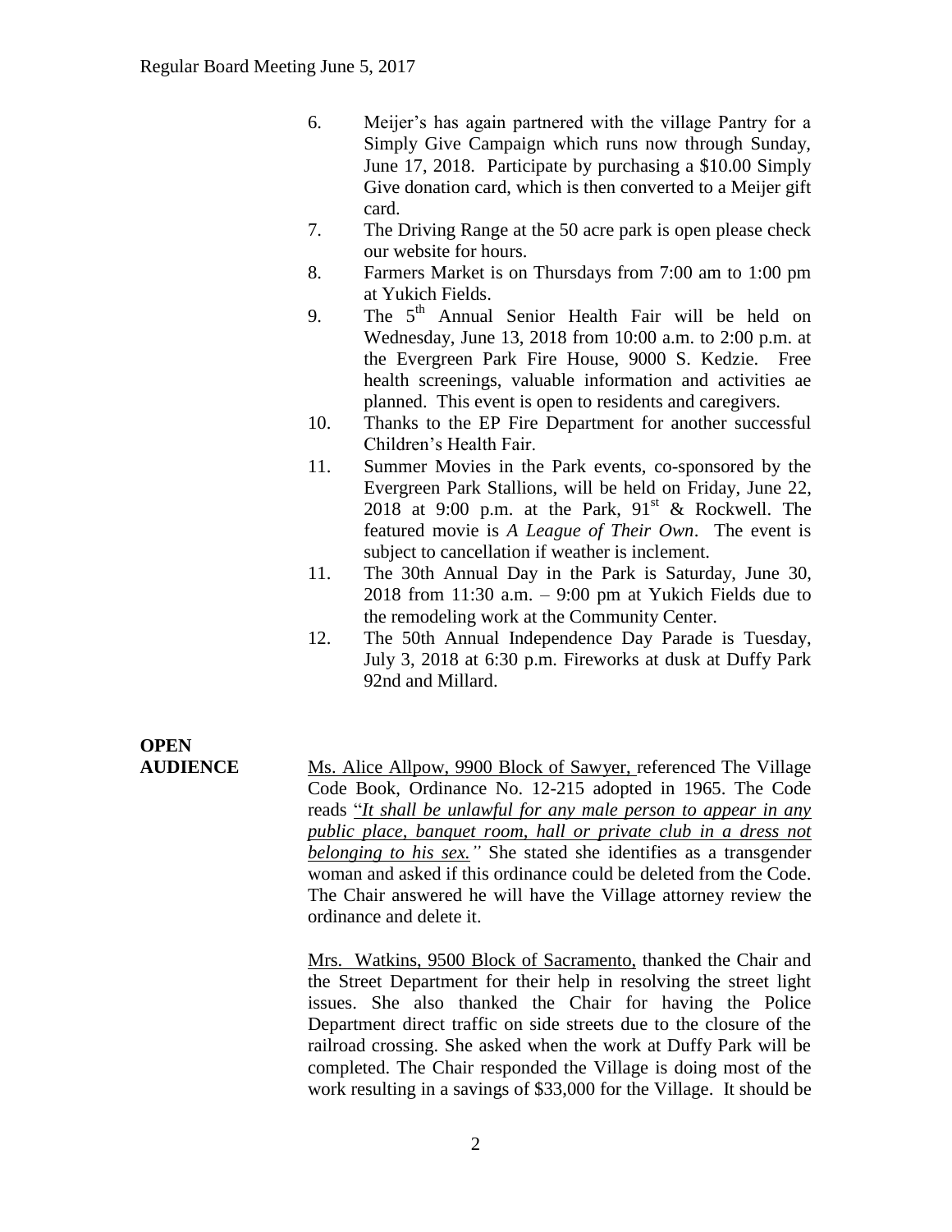6. Meijer's has again partnered with the village Pantry for a Simply Give Campaign which runs now through Sunday, June 17, 2018. Participate by purchasing a $10.00 Simply Give donation card, which is then converted to a Meijer gift card.
7. The Driving Range at the 50 acre park is open please check our website for hours.
8. Farmers Market is on Thursdays from 7:00 am to 1:00 pm at Yukich Fields.
9. The 5th Annual Senior Health Fair will be held on Wednesday, June 13, 2018 from 10:00 a.m. to 2:00 p.m. at the Evergreen Park Fire House, 9000 S. Kedzie. Free health screenings, valuable information and activities ae planned. This event is open to residents and caregivers.
10. Thanks to the EP Fire Department for another successful Children's Health Fair.
11. Summer Movies in the Park events, co-sponsored by the Evergreen Park Stallions, will be held on Friday, June 22, 2018 at 9:00 p.m. at the Park, 91st & Rockwell. The featured movie is *A League of Their Own*. The event is subject to cancellation if weather is inclement.
11. The 30th Annual Day in the Park is Saturday, June 30, 2018 from 11:30 a.m. – 9:00 pm at Yukich Fields due to the remodeling work at the Community Center.
12. The 50th Annual Independence Day Parade is Tuesday, July 3, 2018 at 6:30 p.m. Fireworks at dusk at Duffy Park 92nd and Millard.

**OPEN AUDIENCE**

Ms. Alice Allpow, 9900 Block of Sawyer, referenced The Village Code Book, Ordinance No. 12-215 adopted in 1965. The Code reads "*It shall be unlawful for any male person to appear in any public place, banquet room, hall or private club in a dress not belonging to his sex.*" She stated she identifies as a transgender woman and asked if this ordinance could be deleted from the Code. The Chair answered he will have the Village attorney review the ordinance and delete it.

Mrs. Watkins, 9500 Block of Sacramento, thanked the Chair and the Street Department for their help in resolving the street light issues. She also thanked the Chair for having the Police Department direct traffic on side streets due to the closure of the railroad crossing. She asked when the work at Duffy Park will be completed. The Chair responded the Village is doing most of the work resulting in a savings of $33,000 for the Village. It should be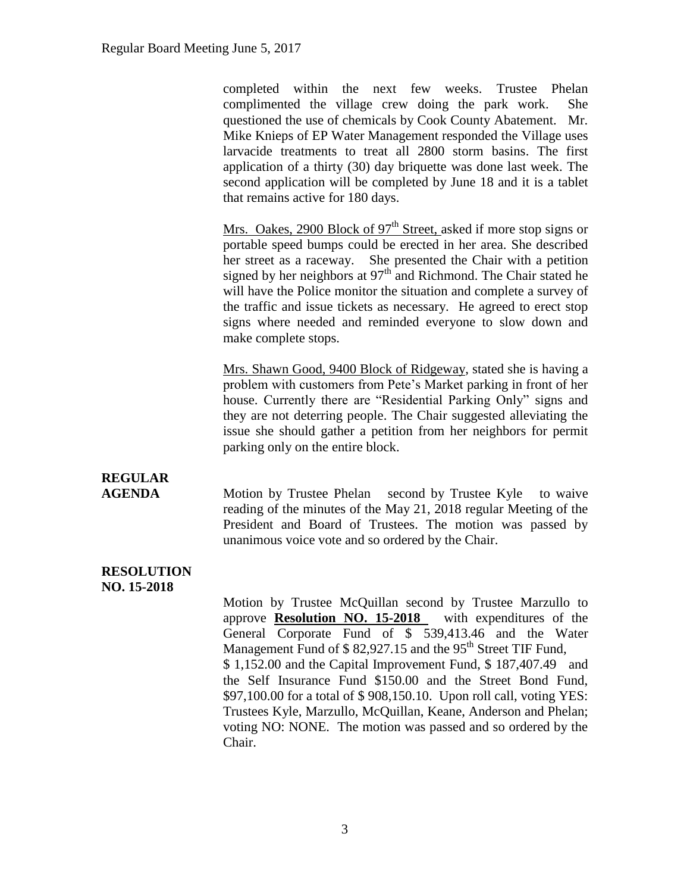completed within the next few weeks. Trustee Phelan complimented the village crew doing the park work. She questioned the use of chemicals by Cook County Abatement. Mr. Mike Knieps of EP Water Management responded the Village uses larvacide treatments to treat all 2800 storm basins. The first application of a thirty (30) day briquette was done last week. The second application will be completed by June 18 and it is a tablet that remains active for 180 days.

Mrs. Oakes, 2900 Block of 97th Street, asked if more stop signs or portable speed bumps could be erected in her area. She described her street as a raceway. She presented the Chair with a petition signed by her neighbors at 97th and Richmond. The Chair stated he will have the Police monitor the situation and complete a survey of the traffic and issue tickets as necessary. He agreed to erect stop signs where needed and reminded everyone to slow down and make complete stops.

Mrs. Shawn Good, 9400 Block of Ridgeway, stated she is having a problem with customers from Pete's Market parking in front of her house. Currently there are "Residential Parking Only" signs and they are not deterring people. The Chair suggested alleviating the issue she should gather a petition from her neighbors for permit parking only on the entire block.

**REGULAR AGENDA**

Motion by Trustee Phelan second by Trustee Kyle to waive reading of the minutes of the May 21, 2018 regular Meeting of the President and Board of Trustees. The motion was passed by unanimous voice vote and so ordered by the Chair.

**RESOLUTION NO. 15-2018**

Motion by Trustee McQuillan second by Trustee Marzullo to approve **Resolution NO. 15-2018** with expenditures of the General Corporate Fund of $ 539,413.46 and the Water Management Fund of $ 82,927.15 and the 95th Street TIF Fund, $ 1,152.00 and the Capital Improvement Fund, $ 187,407.49 and the Self Insurance Fund $150.00 and the Street Bond Fund, $97,100.00 for a total of $ 908,150.10. Upon roll call, voting YES: Trustees Kyle, Marzullo, McQuillan, Keane, Anderson and Phelan; voting NO: NONE. The motion was passed and so ordered by the Chair.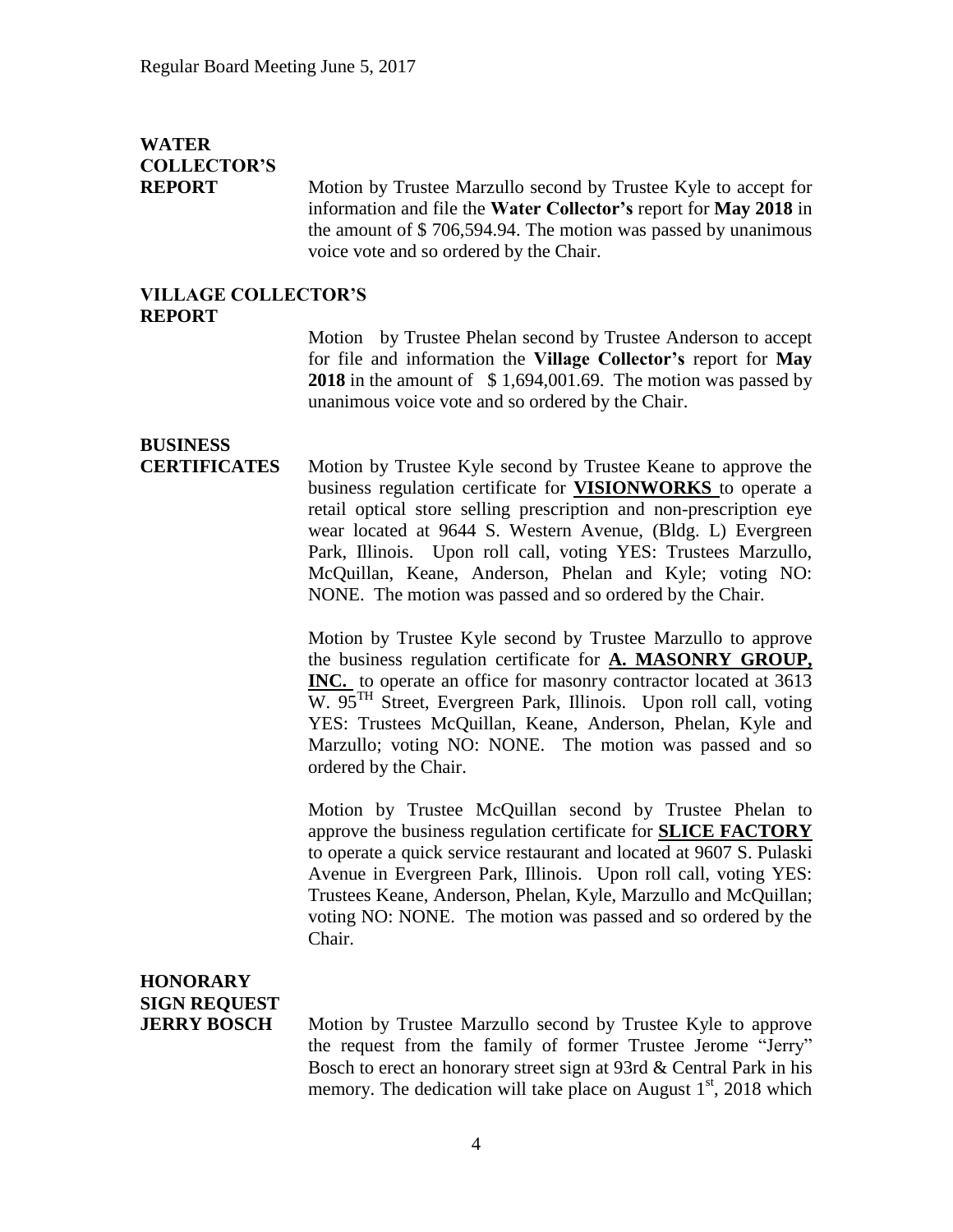**WATER COLLECTOR'S REPORT**

Motion by Trustee Marzullo second by Trustee Kyle to accept for information and file the **Water Collector's** report for **May 2018** in the amount of $ 706,594.94. The motion was passed by unanimous voice vote and so ordered by the Chair.

**VILLAGE COLLECTOR'S REPORT**

Motion by Trustee Phelan second by Trustee Anderson to accept for file and information the **Village Collector's** report for **May 2018** in the amount of $ 1,694,001.69. The motion was passed by unanimous voice vote and so ordered by the Chair.

**BUSINESS CERTIFICATES**

Motion by Trustee Kyle second by Trustee Keane to approve the business regulation certificate for **VISIONWORKS** to operate a retail optical store selling prescription and non-prescription eye wear located at 9644 S. Western Avenue, (Bldg. L) Evergreen Park, Illinois. Upon roll call, voting YES: Trustees Marzullo, McQuillan, Keane, Anderson, Phelan and Kyle; voting NO: NONE. The motion was passed and so ordered by the Chair.

Motion by Trustee Kyle second by Trustee Marzullo to approve the business regulation certificate for **A. MASONRY GROUP, INC.** to operate an office for masonry contractor located at 3613 W. 95TH Street, Evergreen Park, Illinois. Upon roll call, voting YES: Trustees McQuillan, Keane, Anderson, Phelan, Kyle and Marzullo; voting NO: NONE. The motion was passed and so ordered by the Chair.

Motion by Trustee McQuillan second by Trustee Phelan to approve the business regulation certificate for **SLICE FACTORY** to operate a quick service restaurant and located at 9607 S. Pulaski Avenue in Evergreen Park, Illinois. Upon roll call, voting YES: Trustees Keane, Anderson, Phelan, Kyle, Marzullo and McQuillan; voting NO: NONE. The motion was passed and so ordered by the Chair.

**HONORARY SIGN REQUEST JERRY BOSCH**

Motion by Trustee Marzullo second by Trustee Kyle to approve the request from the family of former Trustee Jerome "Jerry" Bosch to erect an honorary street sign at 93rd & Central Park in his memory. The dedication will take place on August 1st, 2018 which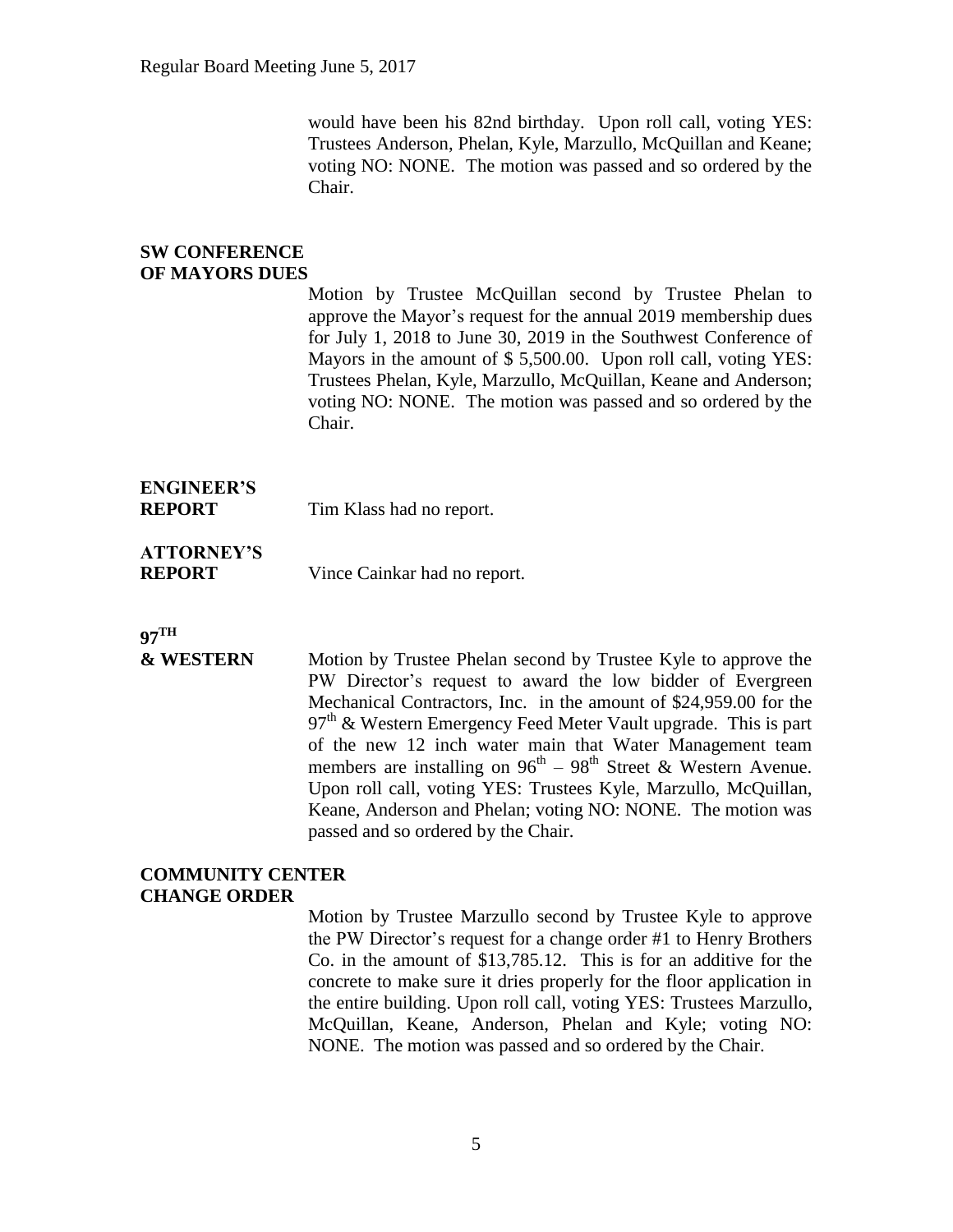would have been his 82nd birthday. Upon roll call, voting YES: Trustees Anderson, Phelan, Kyle, Marzullo, McQuillan and Keane; voting NO: NONE. The motion was passed and so ordered by the Chair.

**SW CONFERENCE OF MAYORS DUES**

Motion by Trustee McQuillan second by Trustee Phelan to approve the Mayor's request for the annual 2019 membership dues for July 1, 2018 to June 30, 2019 in the Southwest Conference of Mayors in the amount of $ 5,500.00. Upon roll call, voting YES: Trustees Phelan, Kyle, Marzullo, McQuillan, Keane and Anderson; voting NO: NONE. The motion was passed and so ordered by the Chair.

**ENGINEER'S REPORT**

Tim Klass had no report.

**ATTORNEY'S REPORT**

Vince Cainkar had no report.

**97TH & WESTERN**

Motion by Trustee Phelan second by Trustee Kyle to approve the PW Director's request to award the low bidder of Evergreen Mechanical Contractors, Inc. in the amount of $24,959.00 for the 97th & Western Emergency Feed Meter Vault upgrade. This is part of the new 12 inch water main that Water Management team members are installing on 96th – 98th Street & Western Avenue. Upon roll call, voting YES: Trustees Kyle, Marzullo, McQuillan, Keane, Anderson and Phelan; voting NO: NONE. The motion was passed and so ordered by the Chair.

**COMMUNITY CENTER CHANGE ORDER**

Motion by Trustee Marzullo second by Trustee Kyle to approve the PW Director's request for a change order #1 to Henry Brothers Co. in the amount of $13,785.12. This is for an additive for the concrete to make sure it dries properly for the floor application in the entire building. Upon roll call, voting YES: Trustees Marzullo, McQuillan, Keane, Anderson, Phelan and Kyle; voting NO: NONE. The motion was passed and so ordered by the Chair.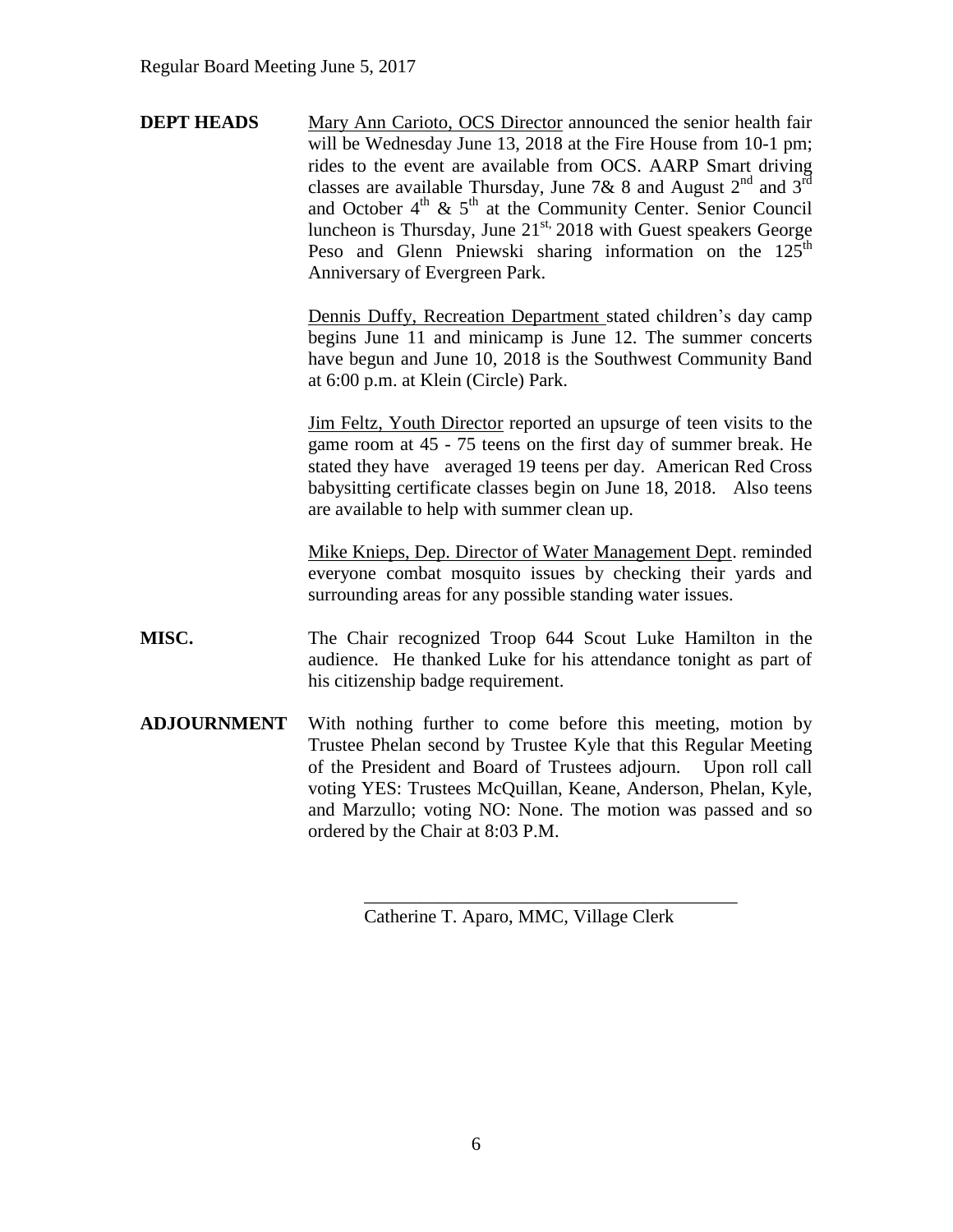**DEPT HEADS**

Mary Ann Carioto, OCS Director announced the senior health fair will be Wednesday June 13, 2018 at the Fire House from 10-1 pm; rides to the event are available from OCS. AARP Smart driving classes are available Thursday, June 7& 8 and August 2nd and 3rd and October 4th & 5th at the Community Center. Senior Council luncheon is Thursday, June 21st, 2018 with Guest speakers George Peso and Glenn Pniewski sharing information on the 125th Anniversary of Evergreen Park.

Dennis Duffy, Recreation Department stated children's day camp begins June 11 and minicamp is June 12. The summer concerts have begun and June 10, 2018 is the Southwest Community Band at 6:00 p.m. at Klein (Circle) Park.

Jim Feltz, Youth Director reported an upsurge of teen visits to the game room at 45 - 75 teens on the first day of summer break. He stated they have averaged 19 teens per day. American Red Cross babysitting certificate classes begin on June 18, 2018. Also teens are available to help with summer clean up.

Mike Knieps, Dep. Director of Water Management Dept. reminded everyone combat mosquito issues by checking their yards and surrounding areas for any possible standing water issues.

**MISC.**

The Chair recognized Troop 644 Scout Luke Hamilton in the audience. He thanked Luke for his attendance tonight as part of his citizenship badge requirement.

**ADJOURNMENT**

With nothing further to come before this meeting, motion by Trustee Phelan second by Trustee Kyle that this Regular Meeting of the President and Board of Trustees adjourn. Upon roll call voting YES: Trustees McQuillan, Keane, Anderson, Phelan, Kyle, and Marzullo; voting NO: None. The motion was passed and so ordered by the Chair at 8:03 P.M.

\_\_\_\_\_\_\_\_\_\_\_\_\_\_\_\_\_\_\_\_\_\_\_\_\_\_\_\_\_\_\_\_\_\_\_\_\_\_\_\_

Catherine T. Aparo, MMC, Village Clerk